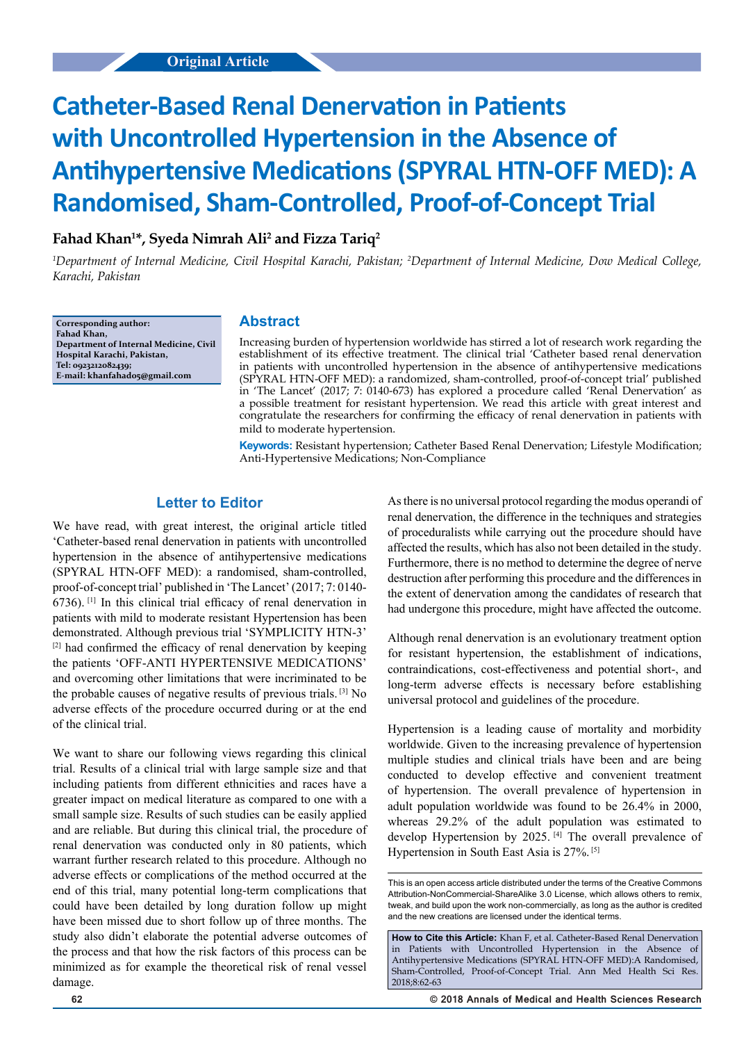Original Article

# Catheter-Based Renal Denervation in Patients with Uncontrolled Hypertension in the Absence of Antihypertensive Medications (SPYRAL HTN-OFF MED): A Randomised, Sham-Controlled, Proof-of-Concept Trial

**Fahad Khan[1]*, Syeda Nimrah Ali[2] and Fizza Tariq[2]**

*[1]Department of Internal Medicine, Civil Hospital Karachi, Pakistan; [2]Department of Internal Medicine, Dow Medical College, Karachi, Pakistan*

**Corresponding author:**
**Fahad Khan,**
**Department of Internal Medicine, Civil Hospital Karachi, Pakistan,**
**Tel: 0923212082439;**
**E-mail: khanfahad05@gmail.com**

## Abstract

Increasing burden of hypertension worldwide has stirred a lot of research work regarding the establishment of its effective treatment. The clinical trial 'Catheter based renal denervation in patients with uncontrolled hypertension in the absence of antihypertensive medications (SPYRAL HTN-OFF MED): a randomized, sham-controlled, proof-of-concept trial' published in 'The Lancet' (2017; 7: 0140-673) has explored a procedure called 'Renal Denervation' as a possible treatment for resistant hypertension. We read this article with great interest and congratulate the researchers for confirming the efficacy of renal denervation in patients with mild to moderate hypertension.

**Keywords:** Resistant hypertension; Catheter Based Renal Denervation; Lifestyle Modification; Anti-Hypertensive Medications; Non-Compliance

## Letter to Editor

We have read, with great interest, the original article titled 'Catheter-based renal denervation in patients with uncontrolled hypertension in the absence of antihypertensive medications (SPYRAL HTN-OFF MED): a randomised, sham-controlled, proof-of-concept trial' published in 'The Lancet' (2017; 7: 0140-6736). [1] In this clinical trial efficacy of renal denervation in patients with mild to moderate resistant Hypertension has been demonstrated. Although previous trial 'SYMPLICITY HTN-3' [2] had confirmed the efficacy of renal denervation by keeping the patients 'OFF-ANTI HYPERTENSIVE MEDICATIONS' and overcoming other limitations that were incriminated to be the probable causes of negative results of previous trials. [3] No adverse effects of the procedure occurred during or at the end of the clinical trial.

We want to share our following views regarding this clinical trial. Results of a clinical trial with large sample size and that including patients from different ethnicities and races have a greater impact on medical literature as compared to one with a small sample size. Results of such studies can be easily applied and are reliable. But during this clinical trial, the procedure of renal denervation was conducted only in 80 patients, which warrant further research related to this procedure. Although no adverse effects or complications of the method occurred at the end of this trial, many potential long-term complications that could have been detailed by long duration follow up might have been missed due to short follow up of three months. The study also didn't elaborate the potential adverse outcomes of the process and that how the risk factors of this process can be minimized as for example the theoretical risk of renal vessel damage.

As there is no universal protocol regarding the modus operandi of renal denervation, the difference in the techniques and strategies of proceduralists while carrying out the procedure should have affected the results, which has also not been detailed in the study. Furthermore, there is no method to determine the degree of nerve destruction after performing this procedure and the differences in the extent of denervation among the candidates of research that had undergone this procedure, might have affected the outcome.

Although renal denervation is an evolutionary treatment option for resistant hypertension, the establishment of indications, contraindications, cost-effectiveness and potential short-, and long-term adverse effects is necessary before establishing universal protocol and guidelines of the procedure.

Hypertension is a leading cause of mortality and morbidity worldwide. Given to the increasing prevalence of hypertension multiple studies and clinical trials have been and are being conducted to develop effective and convenient treatment of hypertension. The overall prevalence of hypertension in adult population worldwide was found to be 26.4% in 2000, whereas 29.2% of the adult population was estimated to develop Hypertension by 2025. [4] The overall prevalence of Hypertension in South East Asia is 27%. [5]

This is an open access article distributed under the terms of the Creative Commons Attribution-NonCommercial-ShareAlike 3.0 License, which allows others to remix, tweak, and build upon the work non-commercially, as long as the author is credited and the new creations are licensed under the identical terms.

**How to Cite this Article:** Khan F, et al. Catheter-Based Renal Denervation in Patients with Uncontrolled Hypertension in the Absence of Antihypertensive Medications (SPYRAL HTN-OFF MED):A Randomised, Sham-Controlled, Proof-of-Concept Trial. Ann Med Health Sci Res. 2018;8:62-63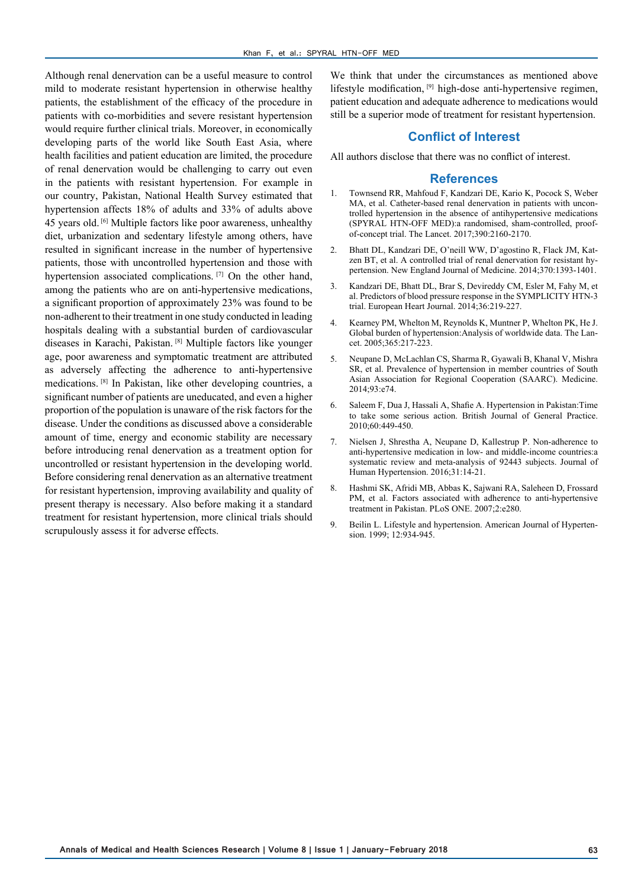Although renal denervation can be a useful measure to control mild to moderate resistant hypertension in otherwise healthy patients, the establishment of the efficacy of the procedure in patients with co-morbidities and severe resistant hypertension would require further clinical trials. Moreover, in economically developing parts of the world like South East Asia, where health facilities and patient education are limited, the procedure of renal denervation would be challenging to carry out even in the patients with resistant hypertension. For example in our country, Pakistan, National Health Survey estimated that hypertension affects 18% of adults and 33% of adults above 45 years old. [6] Multiple factors like poor awareness, unhealthy diet, urbanization and sedentary lifestyle among others, have resulted in significant increase in the number of hypertensive patients, those with uncontrolled hypertension and those with hypertension associated complications. [7] On the other hand, among the patients who are on anti-hypertensive medications, a significant proportion of approximately 23% was found to be non-adherent to their treatment in one study conducted in leading hospitals dealing with a substantial burden of cardiovascular diseases in Karachi, Pakistan. [8] Multiple factors like younger age, poor awareness and symptomatic treatment are attributed as adversely affecting the adherence to anti-hypertensive medications. [8] In Pakistan, like other developing countries, a significant number of patients are uneducated, and even a higher proportion of the population is unaware of the risk factors for the disease. Under the conditions as discussed above a considerable amount of time, energy and economic stability are necessary before introducing renal denervation as a treatment option for uncontrolled or resistant hypertension in the developing world. Before considering renal denervation as an alternative treatment for resistant hypertension, improving availability and quality of present therapy is necessary. Also before making it a standard treatment for resistant hypertension, more clinical trials should scrupulously assess it for adverse effects.

We think that under the circumstances as mentioned above lifestyle modification, [9] high-dose anti-hypertensive regimen, patient education and adequate adherence to medications would still be a superior mode of treatment for resistant hypertension.

## Conflict of Interest

All authors disclose that there was no conflict of interest.

## References

1. Townsend RR, Mahfoud F, Kandzari DE, Kario K, Pocock S, Weber MA, et al. Catheter-based renal denervation in patients with uncontrolled hypertension in the absence of antihypertensive medications (SPYRAL HTN-OFF MED):a randomised, sham-controlled, proof-of-concept trial. The Lancet. 2017;390:2160-2170.
2. Bhatt DL, Kandzari DE, O'neill WW, D'agostino R, Flack JM, Katzen BT, et al. A controlled trial of renal denervation for resistant hypertension. New England Journal of Medicine. 2014;370:1393-1401.
3. Kandzari DE, Bhatt DL, Brar S, Devireddy CM, Esler M, Fahy M, et al. Predictors of blood pressure response in the SYMPLICITY HTN-3 trial. European Heart Journal. 2014;36:219-227.
4. Kearney PM, Whelton M, Reynolds K, Muntner P, Whelton PK, He J. Global burden of hypertension:Analysis of worldwide data. The Lancet. 2005;365:217-223.
5. Neupane D, McLachlan CS, Sharma R, Gyawali B, Khanal V, Mishra SR, et al. Prevalence of hypertension in member countries of South Asian Association for Regional Cooperation (SAARC). Medicine. 2014;93:e74.
6. Saleem F, Dua J, Hassali A, Shafie A. Hypertension in Pakistan:Time to take some serious action. British Journal of General Practice. 2010;60:449-450.
7. Nielsen J, Shrestha A, Neupane D, Kallestrup P. Non-adherence to anti-hypertensive medication in low- and middle-income countries:a systematic review and meta-analysis of 92443 subjects. Journal of Human Hypertension. 2016;31:14-21.
8. Hashmi SK, Afridi MB, Abbas K, Sajwani RA, Saleheen D, Frossard PM, et al. Factors associated with adherence to anti-hypertensive treatment in Pakistan. PLoS ONE. 2007;2:e280.
9. Beilin L. Lifestyle and hypertension. American Journal of Hypertension. 1999; 12:934-945.